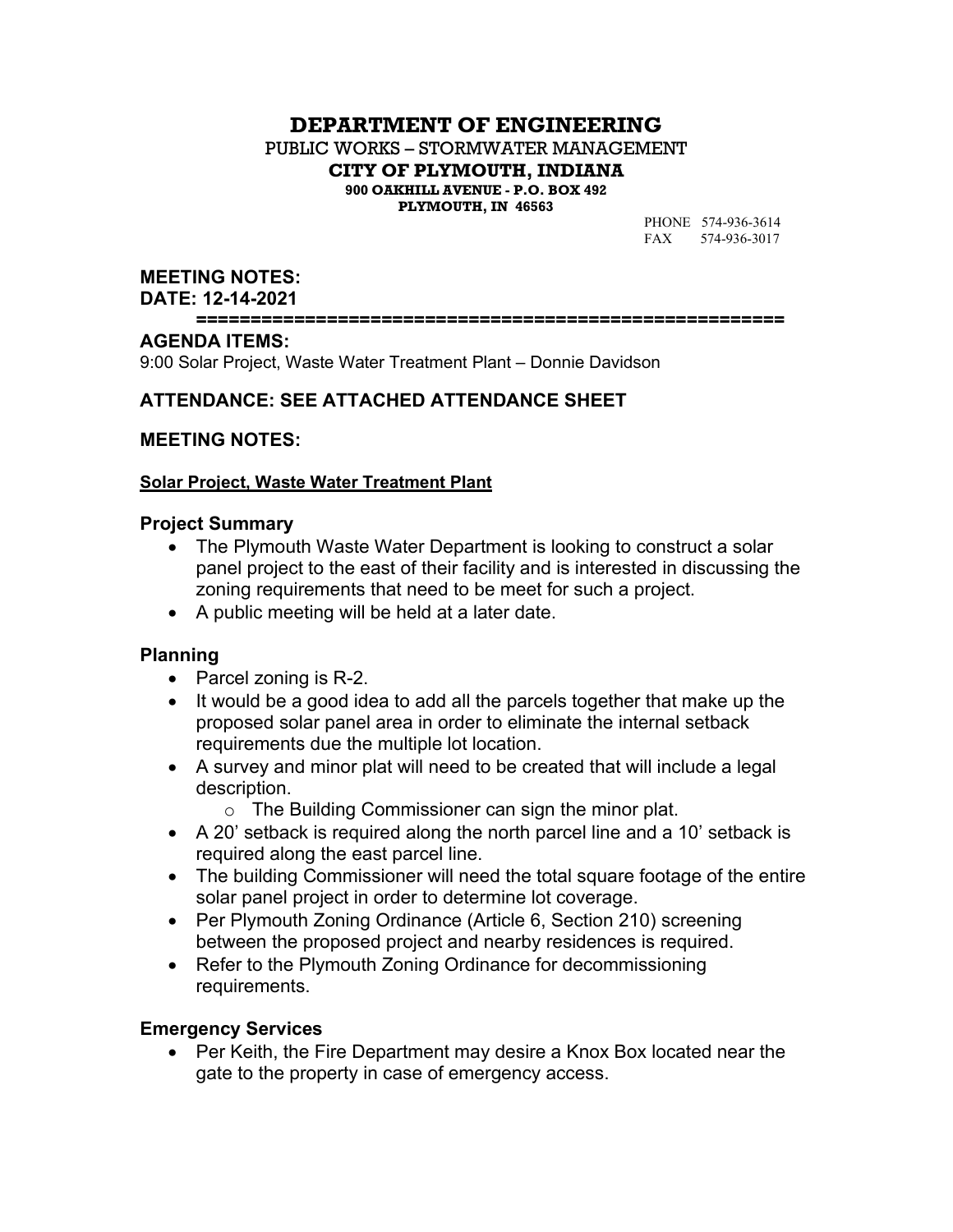# DEPARTMENT OF ENGINEERING

PUBLIC WORKS – STORMWATER MANAGEMENT

**CITY OF PLYMOUTH, INDIANA**

**900 OAKHILL AVENUE - P.O. BOX 492**

**PLYMOUTH, IN 46563**

PHONE 574-936-3614
FAX 574-936-3017

**MEETING NOTES:**
**DATE: 12-14-2021**

=====================================================

**AGENDA ITEMS:**

9:00 Solar Project, Waste Water Treatment Plant – Donnie Davidson

## ATTENDANCE: SEE ATTACHED ATTENDANCE SHEET

## MEETING NOTES:

**Solar Project, Waste Water Treatment Plant**

### Project Summary

- The Plymouth Waste Water Department is looking to construct a solar panel project to the east of their facility and is interested in discussing the zoning requirements that need to be meet for such a project.
- A public meeting will be held at a later date.

### Planning

- Parcel zoning is R-2.
- It would be a good idea to add all the parcels together that make up the proposed solar panel area in order to eliminate the internal setback requirements due the multiple lot location.
- A survey and minor plat will need to be created that will include a legal description.
    - The Building Commissioner can sign the minor plat.
- A 20' setback is required along the north parcel line and a 10' setback is required along the east parcel line.
- The building Commissioner will need the total square footage of the entire solar panel project in order to determine lot coverage.
- Per Plymouth Zoning Ordinance (Article 6, Section 210) screening between the proposed project and nearby residences is required.
- Refer to the Plymouth Zoning Ordinance for decommissioning requirements.

### Emergency Services

- Per Keith, the Fire Department may desire a Knox Box located near the gate to the property in case of emergency access.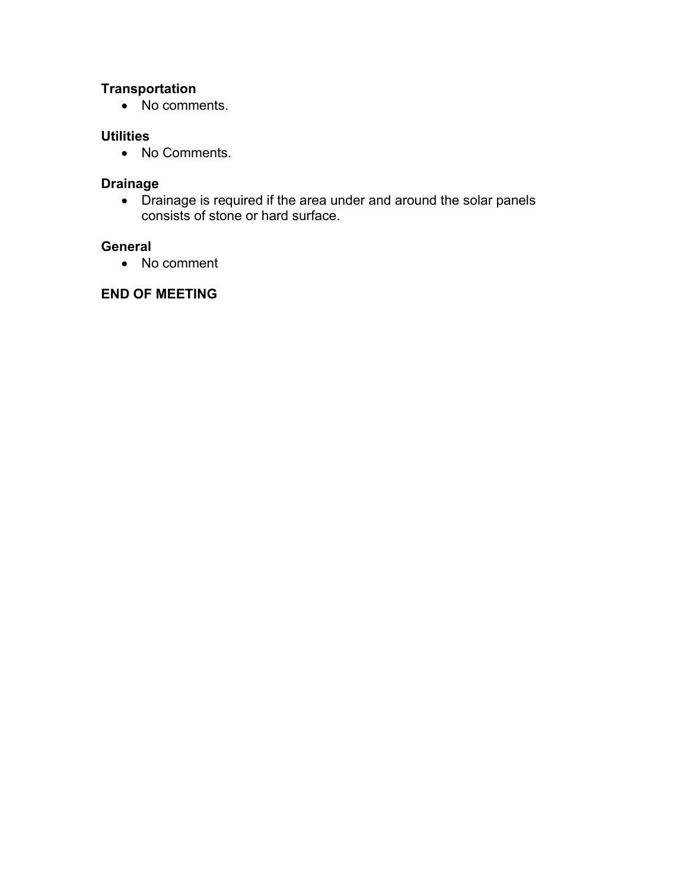**Transportation**

- No comments.

**Utilities**

- No Comments.

**Drainage**

- Drainage is required if the area under and around the solar panels consists of stone or hard surface.

**General**

- No comment

**END OF MEETING**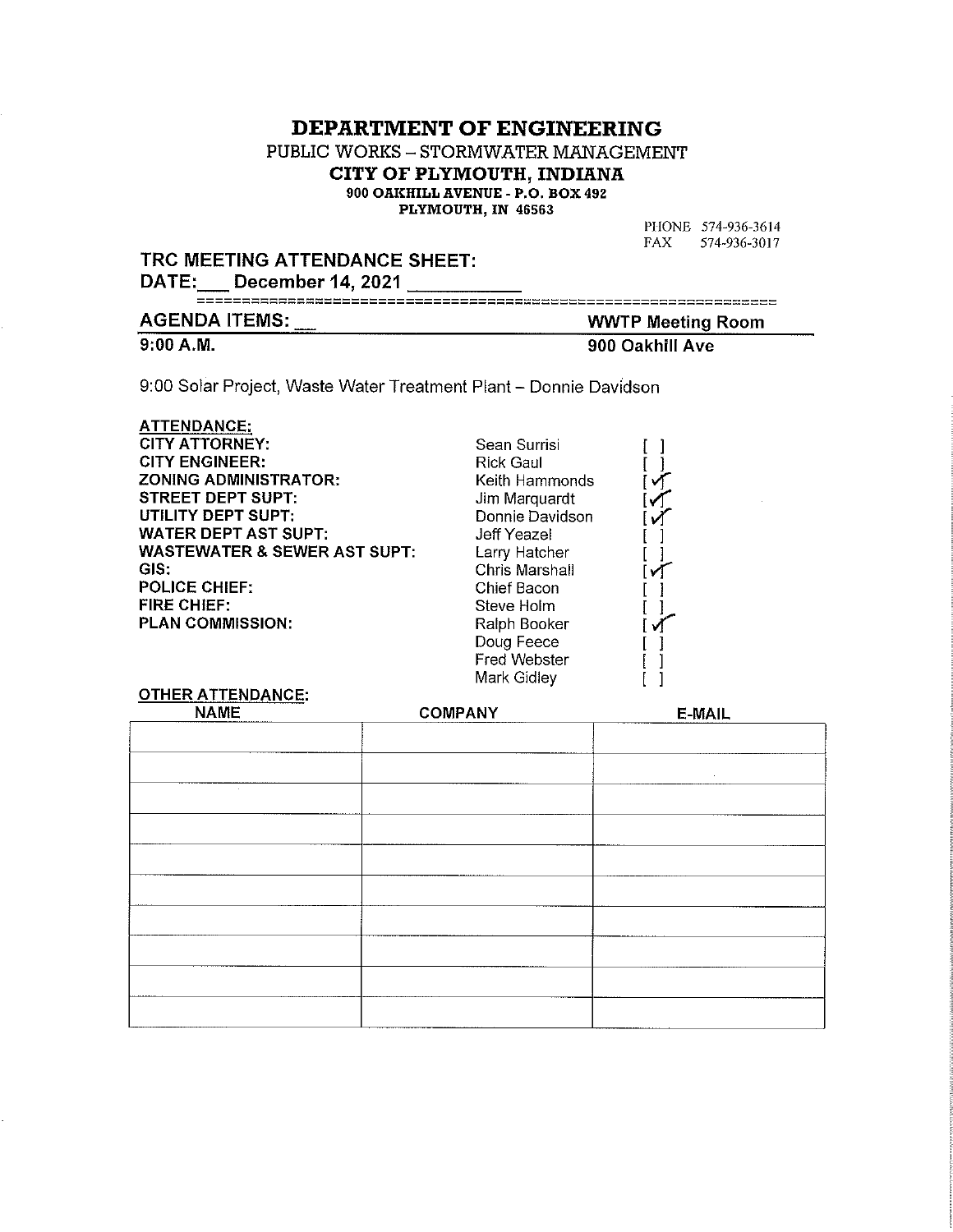# DEPARTMENT OF ENGINEERING

PUBLIC WORKS – STORMWATER MANAGEMENT

**CITY OF PLYMOUTH, INDIANA**

**900 OAKHILL AVENUE - P.O. BOX 492**

**PLYMOUTH, IN 46563**

PHONE 574-936-3614
FAX 574-936-3017

## TRC MEETING ATTENDANCE SHEET:

**DATE: December 14, 2021**

**AGENDA ITEMS:** | **WWTP Meeting Room**

**9:00 A.M.** | **900 Oakhill Ave**

9:00 Solar Project, Waste Water Treatment Plant – Donnie Davidson

**ATTENDANCE:**

| | | |
|---|---|---|
| **CITY ATTORNEY:** | Sean Surrisi | [ ] |
| **CITY ENGINEER:** | Rick Gaul | [ ] |
| **ZONING ADMINISTRATOR:** | Keith Hammonds | [✓] |
| **STREET DEPT SUPT:** | Jim Marquardt | [✓] |
| **UTILITY DEPT SUPT:** | Donnie Davidson | [✓] |
| **WATER DEPT AST SUPT:** | Jeff Yeazel | [ ] |
| **WASTEWATER & SEWER AST SUPT:** | Larry Hatcher | [ ] |
| **GIS:** | Chris Marshall | [✓] |
| **POLICE CHIEF:** | Chief Bacon | [ ] |
| **FIRE CHIEF:** | Steve Holm | [ ] |
| **PLAN COMMISSION:** | Ralph Booker | [✓] |
| | Doug Feece | [ ] |
| | Fred Webster | [ ] |
| | Mark Gidley | [ ] |

**OTHER ATTENDANCE:**

| NAME | COMPANY | E-MAIL |
|---|---|---|
| | | |
| | | |
| | | |
| | | |
| | | |
| | | |
| | | |
| | | |
| | | |
| | | |